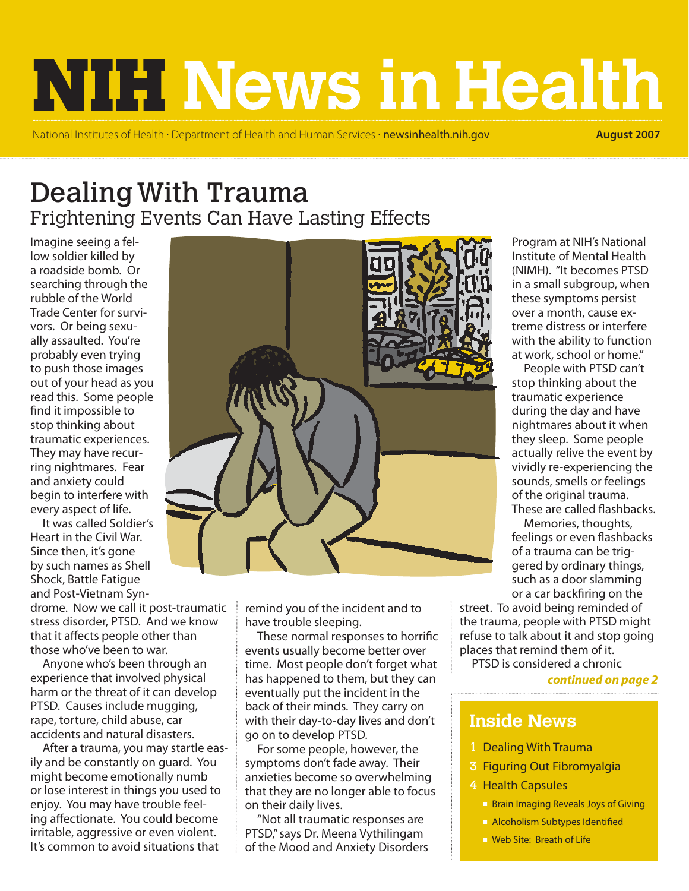# NIH News in Health

National Institutes of Health · Department of Health and Human Services · newsinhealth.nih.gov

August 2007

## Dealing With Trauma

### Frightening Events Can Have Lasting Effects

Imagine seeing a fellow soldier killed by a roadside bomb. Or searching through the rubble of the World Trade Center for survivors. Or being sexually assaulted. You're probably even trying to push those images out of your head as you read this. Some people find it impossible to stop thinking about traumatic experiences. They may have recurring nightmares. Fear and anxiety could begin to interfere with every aspect of life.

It was called Soldier's Heart in the Civil War. Since then, it's gone by such names as Shell Shock, Battle Fatigue and Post-Vietnam Syndrome. Now we call it post-traumatic stress disorder, PTSD. And we know that it affects people other than those who've been to war.

Anyone who's been through an experience that involved physical harm or the threat of it can develop PTSD. Causes include mugging, rape, torture, child abuse, car accidents and natural disasters.

After a trauma, you may startle easily and be constantly on guard. You might become emotionally numb or lose interest in things you used to enjoy. You may have trouble feeling affectionate. You could become irritable, aggressive or even violent. It's common to avoid situations that remind you of the incident and to have trouble sleeping.

These normal responses to horrific events usually become better over time. Most people don't forget what has happened to them, but they can eventually put the incident in the back of their minds. They carry on with their day-to-day lives and don't go on to develop PTSD.

For some people, however, the symptoms don't fade away. Their anxieties become so overwhelming that they are no longer able to focus on their daily lives.

"Not all traumatic responses are PTSD," says Dr. Meena Vythilingam of the Mood and Anxiety Disorders Program at NIH's National Institute of Mental Health (NIMH). "It becomes PTSD in a small subgroup, when these symptoms persist over a month, cause extreme distress or interfere with the ability to function at work, school or home."

People with PTSD can't stop thinking about the traumatic experience during the day and have nightmares about it when they sleep. Some people actually relive the event by vividly re-experiencing the sounds, smells or feelings of the original trauma. These are called flashbacks.

Memories, thoughts, feelings or even flashbacks of a trauma can be triggered by ordinary things, such as a door slamming or a car backfiring on the street. To avoid being reminded of the trauma, people with PTSD might refuse to talk about it and stop going places that remind them of it.

PTSD is considered a chronic

*continued on page 2*

## Inside News

1 Dealing With Trauma

3 Figuring Out Fibromyalgia

4 Health Capsules

- Brain Imaging Reveals Joys of Giving
- Alcoholism Subtypes Identified
- Web Site: Breath of Life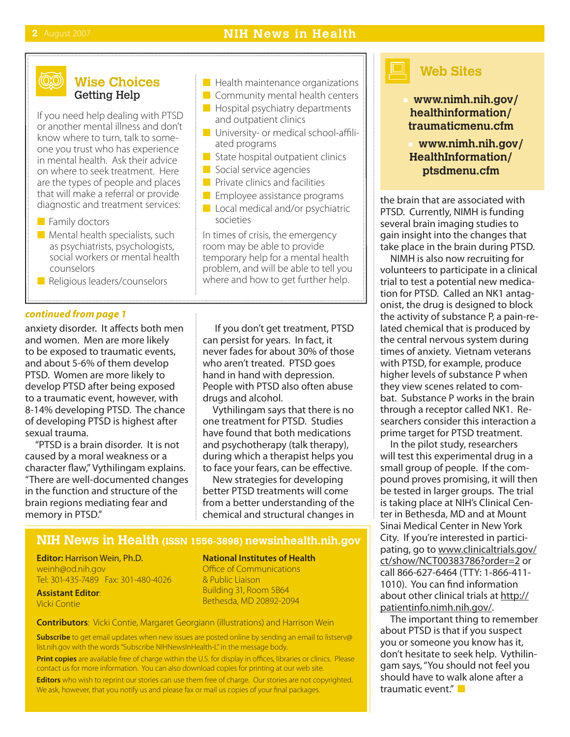## Wise Choices
### Getting Help

If you need help dealing with PTSD or another mental illness and don't know where to turn, talk to someone you trust who has experience in mental health. Ask their advice on where to seek treatment. Here are the types of people and places that will make a referral or provide diagnostic and treatment services:

- Family doctors
- Mental health specialists, such as psychiatrists, psychologists, social workers or mental health counselors
- Religious leaders/counselors
- Health maintenance organizations
- Community mental health centers
- Hospital psychiatry departments and outpatient clinics
- University- or medical school-affiliated programs
- State hospital outpatient clinics
- Social service agencies
- Private clinics and facilities
- Employee assistance programs
- Local medical and/or psychiatric societies

In times of crisis, the emergency room may be able to provide temporary help for a mental health problem, and will be able to tell you where and how to get further help.

***continued from page 1***

anxiety disorder. It affects both men and women. Men are more likely to be exposed to traumatic events, and about 5-6% of them develop PTSD. Women are more likely to develop PTSD after being exposed to a traumatic event, however, with 8-14% developing PTSD. The chance of developing PTSD is highest after sexual trauma.

"PTSD is a brain disorder. It is not caused by a moral weakness or a character flaw," Vythilingam explains. "There are well-documented changes in the function and structure of the brain regions mediating fear and memory in PTSD."

If you don't get treatment, PTSD can persist for years. In fact, it never fades for about 30% of those who aren't treated. PTSD goes hand in hand with depression. People with PTSD also often abuse drugs and alcohol.

Vythilingam says that there is no one treatment for PTSD. Studies have found that both medications and psychotherapy (talk therapy), during which a therapist helps you to face your fears, can be effective.

New strategies for developing better PTSD treatments will come from a better understanding of the chemical and structural changes in the brain that are associated with PTSD. Currently, NIMH is funding several brain imaging studies to gain insight into the changes that take place in the brain during PTSD.

NIMH is also now recruiting for volunteers to participate in a clinical trial to test a potential new medication for PTSD. Called an NK1 antagonist, the drug is designed to block the activity of substance P, a pain-related chemical that is produced by the central nervous system during times of anxiety. Vietnam veterans with PTSD, for example, produce higher levels of substance P when they view scenes related to combat. Substance P works in the brain through a receptor called NK1. Researchers consider this interaction a prime target for PTSD treatment.

In the pilot study, researchers will test this experimental drug in a small group of people. If the compound proves promising, it will then be tested in larger groups. The trial is taking place at NIH's Clinical Center in Bethesda, MD and at Mount Sinai Medical Center in New York City. If you're interested in participating, go to www.clinicaltrials.gov/ct/show/NCT00383786?order=2 or call 866-627-6464 (TTY: 1-866-411-1010). You can find information about other clinical trials at http://patientinfo.nimh.nih.gov/.

The important thing to remember about PTSD is that if you suspect you or someone you know has it, don't hesitate to seek help. Vythilingam says, "You should not feel you should have to walk alone after a traumatic event."

## Web Sites

- **www.nimh.nih.gov/healthinformation/traumaticmenu.cfm**
- **www.nimh.nih.gov/HealthInformation/ptsdmenu.cfm**

## NIH News in Health (ISSN 1556-3898) newsinhealth.nih.gov

**Editor:** Harrison Wein, Ph.D.
weinh@od.nih.gov
Tel: 301-435-7489 Fax: 301-480-4026

**Assistant Editor**:
Vicki Contie

**National Institutes of Health**
Office of Communications
& Public Liaison
Building 31, Room 5B64
Bethesda, MD 20892-2094

**Contributors**: Vicki Contie, Margaret Georgiann (illustrations) and Harrison Wein

**Subscribe** to get email updates when new issues are posted online by sending an email to listserv@list.nih.gov with the words "Subscribe NIHNewsInHealth-L" in the message body.

**Print copies** are available free of charge within the U.S. for display in offices, libraries or clinics. Please contact us for more information. You can also download copies for printing at our web site.

**Editors** who wish to reprint our stories can use them free of charge. Our stories are not copyrighted. We ask, however, that you notify us and please fax or mail us copies of your final packages.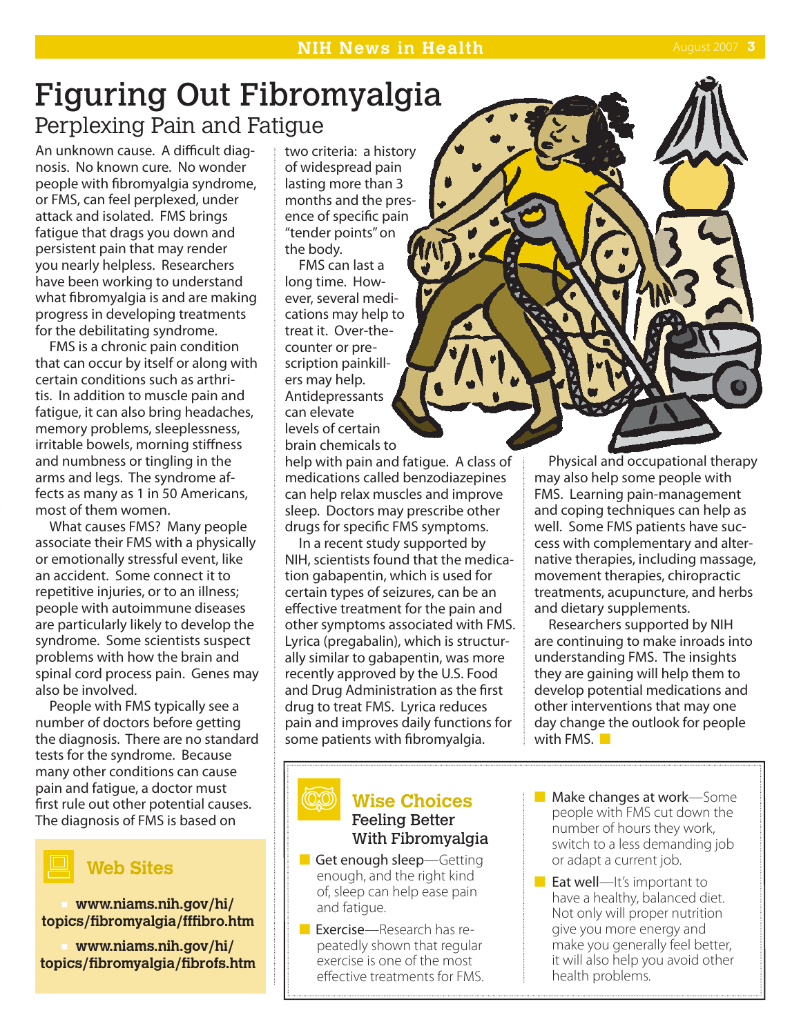# Figuring Out Fibromyalgia

## Perplexing Pain and Fatigue

An unknown cause. A difficult diagnosis. No known cure. No wonder people with fibromyalgia syndrome, or FMS, can feel perplexed, under attack and isolated. FMS brings fatigue that drags you down and persistent pain that may render you nearly helpless. Researchers have been working to understand what fibromyalgia is and are making progress in developing treatments for the debilitating syndrome.

FMS is a chronic pain condition that can occur by itself or along with certain conditions such as arthritis. In addition to muscle pain and fatigue, it can also bring headaches, memory problems, sleeplessness, irritable bowels, morning stiffness and numbness or tingling in the arms and legs. The syndrome affects as many as 1 in 50 Americans, most of them women.

What causes FMS? Many people associate their FMS with a physically or emotionally stressful event, like an accident. Some connect it to repetitive injuries, or to an illness; people with autoimmune diseases are particularly likely to develop the syndrome. Some scientists suspect problems with how the brain and spinal cord process pain. Genes may also be involved.

People with FMS typically see a number of doctors before getting the diagnosis. There are no standard tests for the syndrome. Because many other conditions can cause pain and fatigue, a doctor must first rule out other potential causes. The diagnosis of FMS is based on two criteria: a history of widespread pain lasting more than 3 months and the presence of specific pain "tender points" on the body.

FMS can last a long time. However, several medications may help to treat it. Over-the-counter or prescription painkillers may help. Antidepressants can elevate levels of certain brain chemicals to help with pain and fatigue. A class of medications called benzodiazepines can help relax muscles and improve sleep. Doctors may prescribe other drugs for specific FMS symptoms.

In a recent study supported by NIH, scientists found that the medication gabapentin, which is used for certain types of seizures, can be an effective treatment for the pain and other symptoms associated with FMS. Lyrica (pregabalin), which is structurally similar to gabapentin, was more recently approved by the U.S. Food and Drug Administration as the first drug to treat FMS. Lyrica reduces pain and improves daily functions for some patients with fibromyalgia.

Physical and occupational therapy may also help some people with FMS. Learning pain-management and coping techniques can help as well. Some FMS patients have success with complementary and alternative therapies, including massage, movement therapies, chiropractic treatments, acupuncture, and herbs and dietary supplements.

Researchers supported by NIH are continuing to make inroads into understanding FMS. The insights they are gaining will help them to develop potential medications and other interventions that may one day change the outlook for people with FMS.

### Web Sites

- www.niams.nih.gov/hi/topics/fibromyalgia/fffibro.htm
- www.niams.nih.gov/hi/topics/fibromyalgia/fibrofs.htm

### Wise Choices
#### Feeling Better With Fibromyalgia

- **Get enough sleep**—Getting enough, and the right kind of, sleep can help ease pain and fatigue.
- **Exercise**—Research has repeatedly shown that regular exercise is one of the most effective treatments for FMS.
- **Make changes at work**—Some people with FMS cut down the number of hours they work, switch to a less demanding job or adapt a current job.
- **Eat well**—It's important to have a healthy, balanced diet. Not only will proper nutrition give you more energy and make you generally feel better, it will also help you avoid other health problems.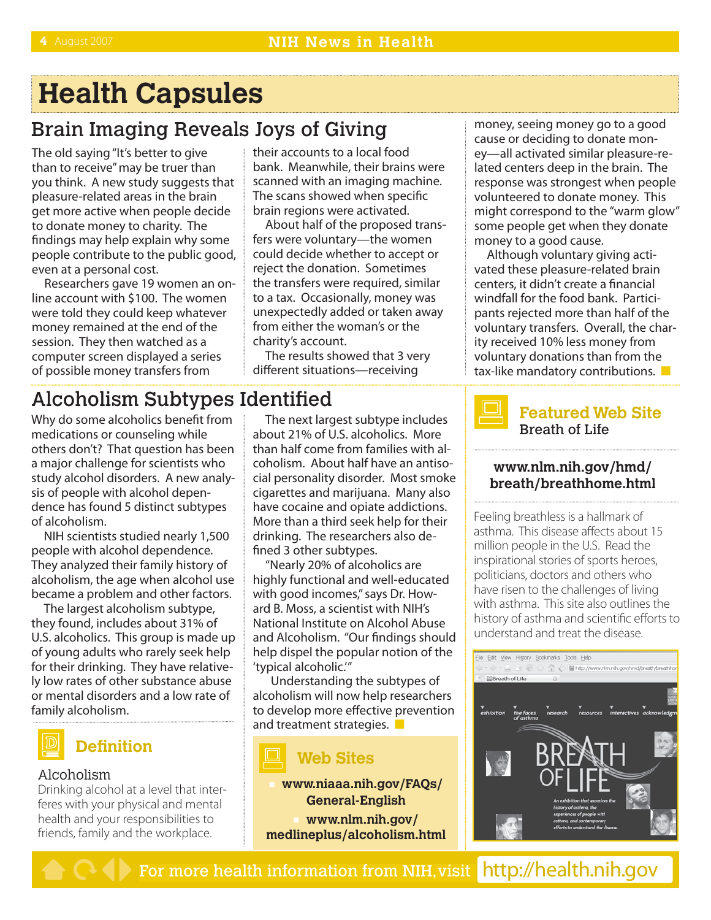# Health Capsules

## Brain Imaging Reveals Joys of Giving

The old saying "It's better to give than to receive" may be truer than you think. A new study suggests that pleasure-related areas in the brain get more active when people decide to donate money to charity. The findings may help explain why some people contribute to the public good, even at a personal cost.

Researchers gave 19 women an online account with $100. The women were told they could keep whatever money remained at the end of the session. They then watched as a computer screen displayed a series of possible money transfers from their accounts to a local food bank. Meanwhile, their brains were scanned with an imaging machine. The scans showed when specific brain regions were activated.

About half of the proposed transfers were voluntary—the women could decide whether to accept or reject the donation. Sometimes the transfers were required, similar to a tax. Occasionally, money was unexpectedly added or taken away from either the woman's or the charity's account.

The results showed that 3 very different situations—receiving money, seeing money go to a good cause or deciding to donate money—all activated similar pleasure-related centers deep in the brain. The response was strongest when people volunteered to donate money. This might correspond to the "warm glow" some people get when they donate money to a good cause.

Although voluntary giving activated these pleasure-related brain centers, it didn't create a financial windfall for the food bank. Participants rejected more than half of the voluntary transfers. Overall, the charity received 10% less money from voluntary donations than from the tax-like mandatory contributions.

## Alcoholism Subtypes Identified

Why do some alcoholics benefit from medications or counseling while others don't? That question has been a major challenge for scientists who study alcohol disorders. A new analysis of people with alcohol dependence has found 5 distinct subtypes of alcoholism.

NIH scientists studied nearly 1,500 people with alcohol dependence. They analyzed their family history of alcoholism, the age when alcohol use became a problem and other factors.

The largest alcoholism subtype, they found, includes about 31% of U.S. alcoholics. This group is made up of young adults who rarely seek help for their drinking. They have relatively low rates of other substance abuse or mental disorders and a low rate of family alcoholism.

The next largest subtype includes about 21% of U.S. alcoholics. More than half come from families with alcoholism. About half have an antisocial personality disorder. Most smoke cigarettes and marijuana. Many also have cocaine and opiate addictions. More than a third seek help for their drinking. The researchers also defined 3 other subtypes.

"Nearly 20% of alcoholics are highly functional and well-educated with good incomes," says Dr. Howard B. Moss, a scientist with NIH's National Institute on Alcohol Abuse and Alcoholism. "Our findings should help dispel the popular notion of the 'typical alcoholic.'"

Understanding the subtypes of alcoholism will now help researchers to develop more effective prevention and treatment strategies.

### Definition

**Alcoholism**

Drinking alcohol at a level that interferes with your physical and mental health and your responsibilities to friends, family and the workplace.

### Web Sites

- **www.niaaa.nih.gov/FAQs/General-English**
- **www.nlm.nih.gov/medlineplus/alcoholism.html**

### Featured Web Site

**Breath of Life**

**www.nlm.nih.gov/hmd/breath/breathhome.html**

Feeling breathless is a hallmark of asthma. This disease affects about 15 million people in the U.S. Read the inspirational stories of sports heroes, politicians, doctors and others who have risen to the challenges of living with asthma. This site also outlines the history of asthma and scientific efforts to understand and treat the disease.

For more health information from NIH, visit http://health.nih.gov